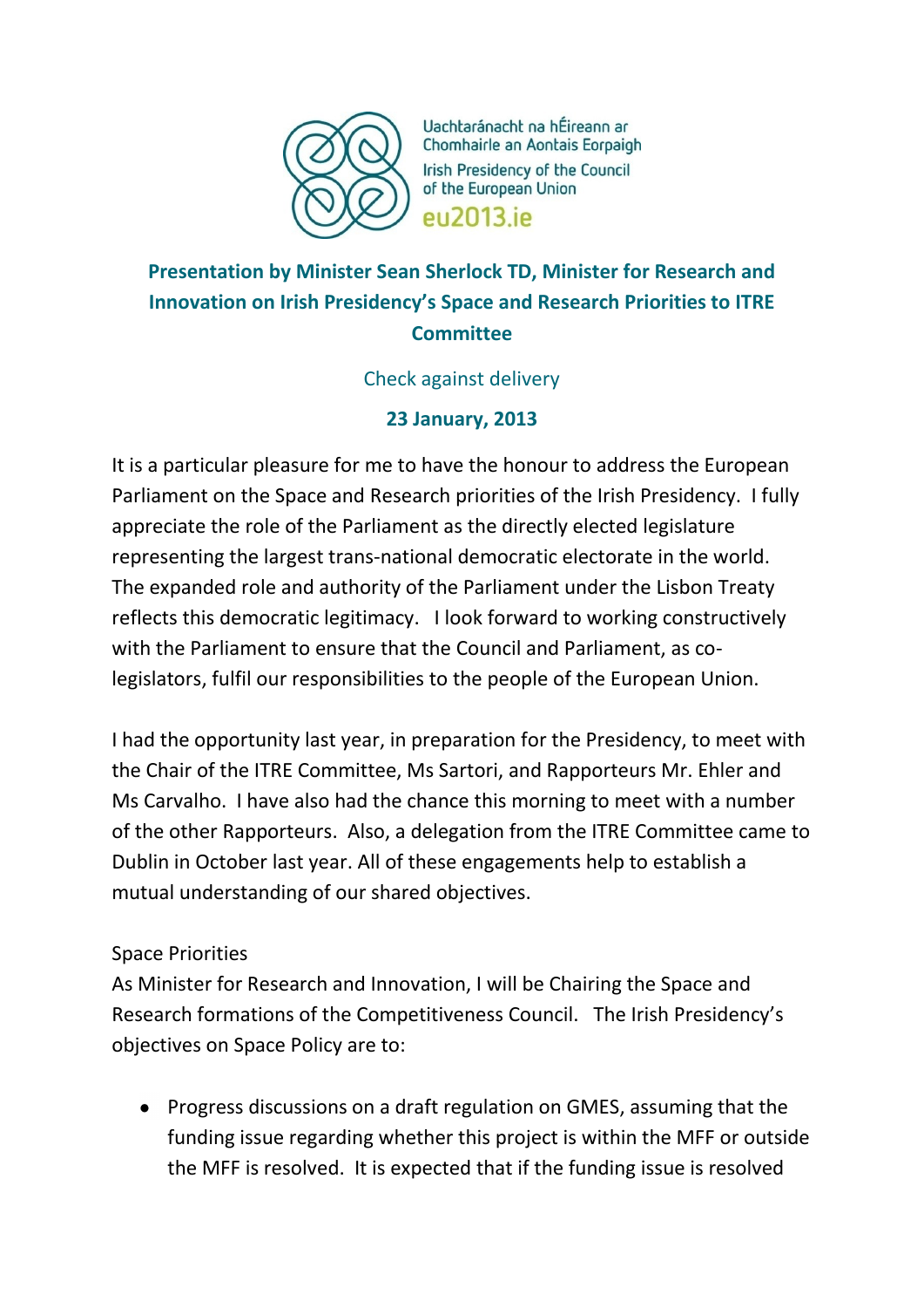Uachtaránacht na hÉireann ar Chomhairle an Aontais Eorpaigh
Irish Presidency of the Council of the European Union
eu2013.ie

# Presentation by Minister Sean Sherlock TD, Minister for Research and Innovation on Irish Presidency's Space and Research Priorities to ITRE Committee

Check against delivery

**23 January, 2013**

It is a particular pleasure for me to have the honour to address the European Parliament on the Space and Research priorities of the Irish Presidency. I fully appreciate the role of the Parliament as the directly elected legislature representing the largest trans-national democratic electorate in the world. The expanded role and authority of the Parliament under the Lisbon Treaty reflects this democratic legitimacy. I look forward to working constructively with the Parliament to ensure that the Council and Parliament, as co-legislators, fulfil our responsibilities to the people of the European Union.

I had the opportunity last year, in preparation for the Presidency, to meet with the Chair of the ITRE Committee, Ms Sartori, and Rapporteurs Mr. Ehler and Ms Carvalho. I have also had the chance this morning to meet with a number of the other Rapporteurs. Also, a delegation from the ITRE Committee came to Dublin in October last year. All of these engagements help to establish a mutual understanding of our shared objectives.

Space Priorities

As Minister for Research and Innovation, I will be Chairing the Space and Research formations of the Competitiveness Council. The Irish Presidency's objectives on Space Policy are to:

- Progress discussions on a draft regulation on GMES, assuming that the funding issue regarding whether this project is within the MFF or outside the MFF is resolved. It is expected that if the funding issue is resolved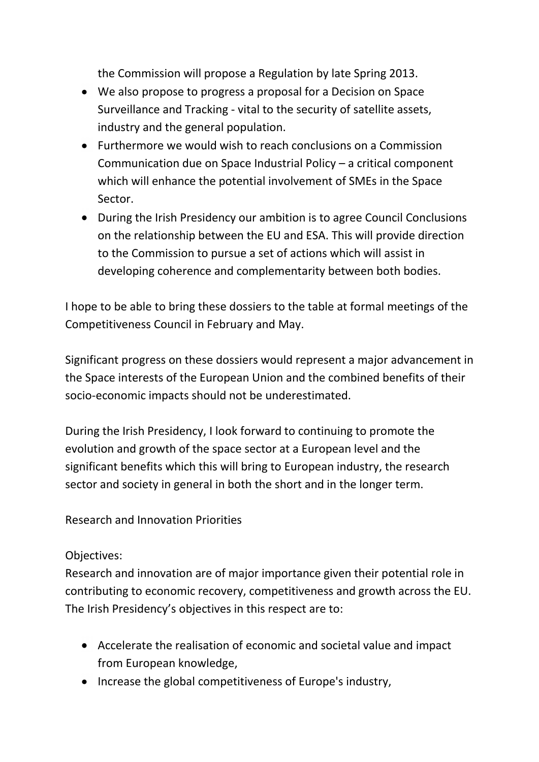the Commission will propose a Regulation by late Spring 2013.

- We also propose to progress a proposal for a Decision on Space Surveillance and Tracking - vital to the security of satellite assets, industry and the general population.
- Furthermore we would wish to reach conclusions on a Commission Communication due on Space Industrial Policy – a critical component which will enhance the potential involvement of SMEs in the Space Sector.
- During the Irish Presidency our ambition is to agree Council Conclusions on the relationship between the EU and ESA. This will provide direction to the Commission to pursue a set of actions which will assist in developing coherence and complementarity between both bodies.

I hope to be able to bring these dossiers to the table at formal meetings of the Competitiveness Council in February and May.

Significant progress on these dossiers would represent a major advancement in the Space interests of the European Union and the combined benefits of their socio-economic impacts should not be underestimated.

During the Irish Presidency, I look forward to continuing to promote the evolution and growth of the space sector at a European level and the significant benefits which this will bring to European industry, the research sector and society in general in both the short and in the longer term.

Research and Innovation Priorities

Objectives:
Research and innovation are of major importance given their potential role in contributing to economic recovery, competitiveness and growth across the EU. The Irish Presidency's objectives in this respect are to:

- Accelerate the realisation of economic and societal value and impact from European knowledge,
- Increase the global competitiveness of Europe's industry,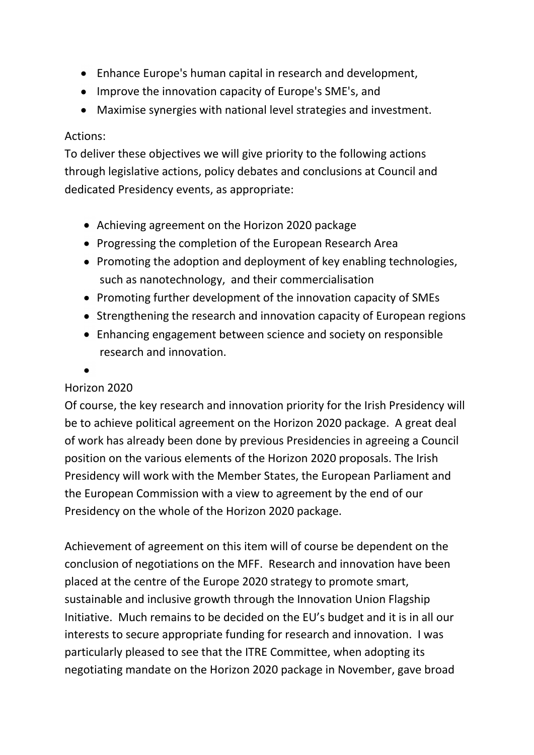- Enhance Europe's human capital in research and development,
- Improve the innovation capacity of Europe's SME's, and
- Maximise synergies with national level strategies and investment.

Actions:

To deliver these objectives we will give priority to the following actions through legislative actions, policy debates and conclusions at Council and dedicated Presidency events, as appropriate:

- Achieving agreement on the Horizon 2020 package
- Progressing the completion of the European Research Area
- Promoting the adoption and deployment of key enabling technologies, such as nanotechnology, and their commercialisation
- Promoting further development of the innovation capacity of SMEs
- Strengthening the research and innovation capacity of European regions
- Enhancing engagement between science and society on responsible research and innovation.

Horizon 2020

Of course, the key research and innovation priority for the Irish Presidency will be to achieve political agreement on the Horizon 2020 package. A great deal of work has already been done by previous Presidencies in agreeing a Council position on the various elements of the Horizon 2020 proposals. The Irish Presidency will work with the Member States, the European Parliament and the European Commission with a view to agreement by the end of our Presidency on the whole of the Horizon 2020 package.

Achievement of agreement on this item will of course be dependent on the conclusion of negotiations on the MFF. Research and innovation have been placed at the centre of the Europe 2020 strategy to promote smart, sustainable and inclusive growth through the Innovation Union Flagship Initiative. Much remains to be decided on the EU's budget and it is in all our interests to secure appropriate funding for research and innovation. I was particularly pleased to see that the ITRE Committee, when adopting its negotiating mandate on the Horizon 2020 package in November, gave broad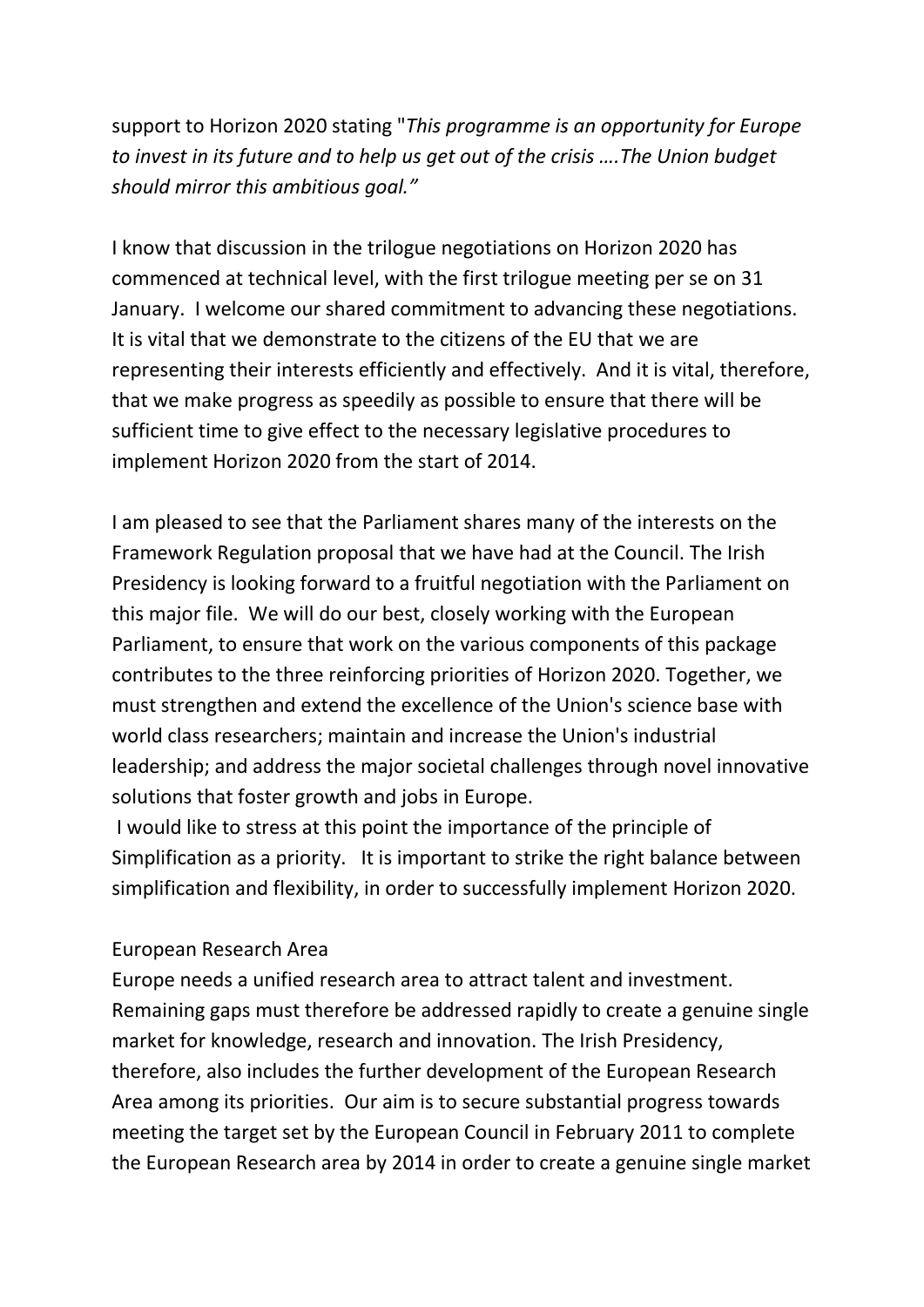support to Horizon 2020 stating "*This programme is an opportunity for Europe to invest in its future and to help us get out of the crisis ….The Union budget should mirror this ambitious goal.”*

I know that discussion in the trilogue negotiations on Horizon 2020 has commenced at technical level, with the first trilogue meeting per se on 31 January. I welcome our shared commitment to advancing these negotiations. It is vital that we demonstrate to the citizens of the EU that we are representing their interests efficiently and effectively. And it is vital, therefore, that we make progress as speedily as possible to ensure that there will be sufficient time to give effect to the necessary legislative procedures to implement Horizon 2020 from the start of 2014.

I am pleased to see that the Parliament shares many of the interests on the Framework Regulation proposal that we have had at the Council. The Irish Presidency is looking forward to a fruitful negotiation with the Parliament on this major file. We will do our best, closely working with the European Parliament, to ensure that work on the various components of this package contributes to the three reinforcing priorities of Horizon 2020. Together, we must strengthen and extend the excellence of the Union's science base with world class researchers; maintain and increase the Union's industrial leadership; and address the major societal challenges through novel innovative solutions that foster growth and jobs in Europe.

I would like to stress at this point the importance of the principle of Simplification as a priority. It is important to strike the right balance between simplification and flexibility, in order to successfully implement Horizon 2020.

European Research Area

Europe needs a unified research area to attract talent and investment. Remaining gaps must therefore be addressed rapidly to create a genuine single market for knowledge, research and innovation. The Irish Presidency, therefore, also includes the further development of the European Research Area among its priorities. Our aim is to secure substantial progress towards meeting the target set by the European Council in February 2011 to complete the European Research area by 2014 in order to create a genuine single market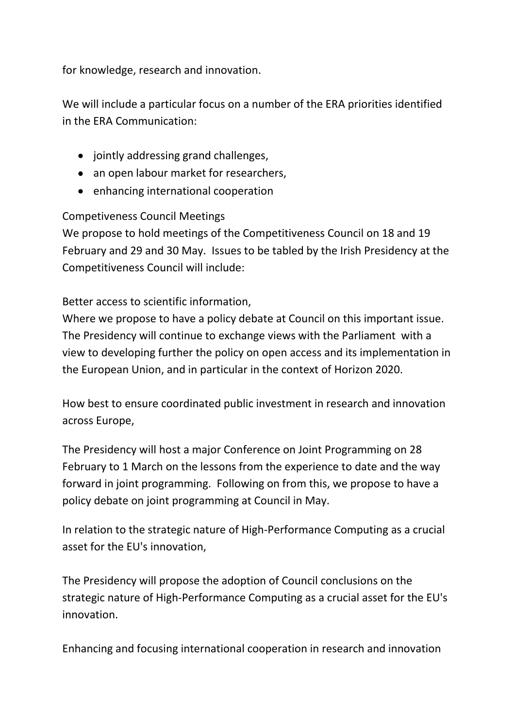for knowledge, research and innovation.

We will include a particular focus on a number of the ERA priorities identified in the ERA Communication:

- jointly addressing grand challenges,
- an open labour market for researchers,
- enhancing international cooperation

Competiveness Council Meetings

We propose to hold meetings of the Competitiveness Council on 18 and 19 February and 29 and 30 May. Issues to be tabled by the Irish Presidency at the Competitiveness Council will include:

Better access to scientific information,

Where we propose to have a policy debate at Council on this important issue. The Presidency will continue to exchange views with the Parliament with a view to developing further the policy on open access and its implementation in the European Union, and in particular in the context of Horizon 2020.

How best to ensure coordinated public investment in research and innovation across Europe,

The Presidency will host a major Conference on Joint Programming on 28 February to 1 March on the lessons from the experience to date and the way forward in joint programming. Following on from this, we propose to have a policy debate on joint programming at Council in May.

In relation to the strategic nature of High-Performance Computing as a crucial asset for the EU's innovation,

The Presidency will propose the adoption of Council conclusions on the strategic nature of High-Performance Computing as a crucial asset for the EU's innovation.

Enhancing and focusing international cooperation in research and innovation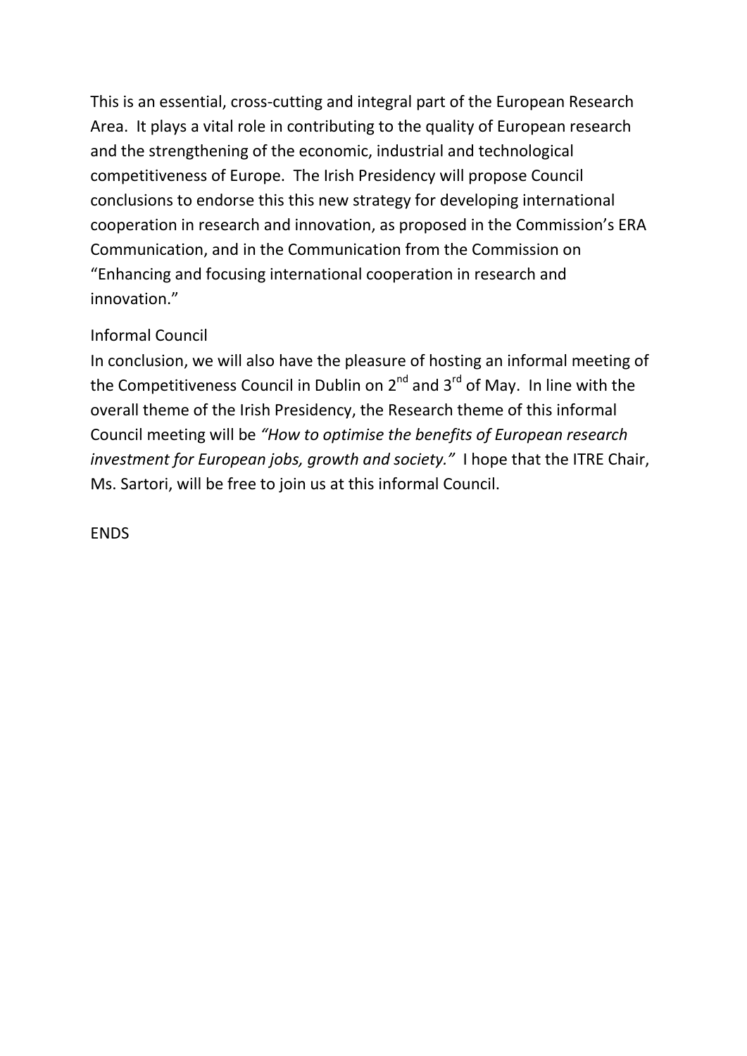This is an essential, cross-cutting and integral part of the European Research Area. It plays a vital role in contributing to the quality of European research and the strengthening of the economic, industrial and technological competitiveness of Europe. The Irish Presidency will propose Council conclusions to endorse this this new strategy for developing international cooperation in research and innovation, as proposed in the Commission's ERA Communication, and in the Communication from the Commission on "Enhancing and focusing international cooperation in research and innovation."

Informal Council

In conclusion, we will also have the pleasure of hosting an informal meeting of the Competitiveness Council in Dublin on 2nd and 3rd of May. In line with the overall theme of the Irish Presidency, the Research theme of this informal Council meeting will be *"How to optimise the benefits of European research investment for European jobs, growth and society."* I hope that the ITRE Chair, Ms. Sartori, will be free to join us at this informal Council.

ENDS